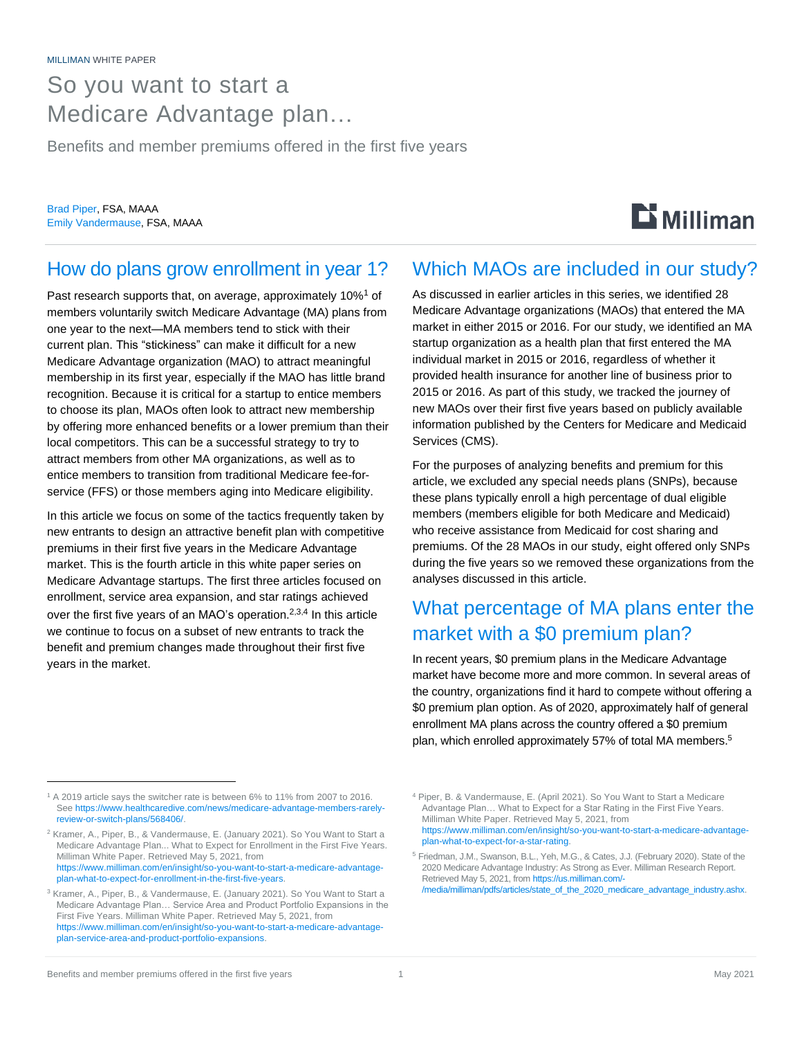MILLIMAN WHITE PAPER

# So you want to start a Medicare Advantage plan…

Benefits and member premiums offered in the first five years

Brad Piper, FSA, MAAA
Emily Vandermause, FSA, MAAA

## How do plans grow enrollment in year 1?

Past research supports that, on average, approximately 10%[1] of members voluntarily switch Medicare Advantage (MA) plans from one year to the next—MA members tend to stick with their current plan. This "stickiness" can make it difficult for a new Medicare Advantage organization (MAO) to attract meaningful membership in its first year, especially if the MAO has little brand recognition. Because it is critical for a startup to entice members to choose its plan, MAOs often look to attract new membership by offering more enhanced benefits or a lower premium than their local competitors. This can be a successful strategy to try to attract members from other MA organizations, as well as to entice members to transition from traditional Medicare fee-for-service (FFS) or those members aging into Medicare eligibility.

In this article we focus on some of the tactics frequently taken by new entrants to design an attractive benefit plan with competitive premiums in their first five years in the Medicare Advantage market. This is the fourth article in this white paper series on Medicare Advantage startups. The first three articles focused on enrollment, service area expansion, and star ratings achieved over the first five years of an MAO's operation.[2,3,4] In this article we continue to focus on a subset of new entrants to track the benefit and premium changes made throughout their first five years in the market.

## Which MAOs are included in our study?

As discussed in earlier articles in this series, we identified 28 Medicare Advantage organizations (MAOs) that entered the MA market in either 2015 or 2016. For our study, we identified an MA startup organization as a health plan that first entered the MA individual market in 2015 or 2016, regardless of whether it provided health insurance for another line of business prior to 2015 or 2016. As part of this study, we tracked the journey of new MAOs over their first five years based on publicly available information published by the Centers for Medicare and Medicaid Services (CMS).

For the purposes of analyzing benefits and premium for this article, we excluded any special needs plans (SNPs), because these plans typically enroll a high percentage of dual eligible members (members eligible for both Medicare and Medicaid) who receive assistance from Medicaid for cost sharing and premiums. Of the 28 MAOs in our study, eight offered only SNPs during the five years so we removed these organizations from the analyses discussed in this article.

## What percentage of MA plans enter the market with a $0 premium plan?

In recent years, $0 premium plans in the Medicare Advantage market have become more and more common. In several areas of the country, organizations find it hard to compete without offering a $0 premium plan option. As of 2020, approximately half of general enrollment MA plans across the country offered a $0 premium plan, which enrolled approximately 57% of total MA members.[5]

---

[1] A 2019 article says the switcher rate is between 6% to 11% from 2007 to 2016. See https://www.healthcaredive.com/news/medicare-advantage-members-rarely-review-or-switch-plans/568406/.

[2] Kramer, A., Piper, B., & Vandermause, E. (January 2021). So You Want to Start a Medicare Advantage Plan... What to Expect for Enrollment in the First Five Years. Milliman White Paper. Retrieved May 5, 2021, from https://www.milliman.com/en/insight/so-you-want-to-start-a-medicare-advantage-plan-what-to-expect-for-enrollment-in-the-first-five-years.

[3] Kramer, A., Piper, B., & Vandermause, E. (January 2021). So You Want to Start a Medicare Advantage Plan… Service Area and Product Portfolio Expansions in the First Five Years. Milliman White Paper. Retrieved May 5, 2021, from https://www.milliman.com/en/insight/so-you-want-to-start-a-medicare-advantage-plan-service-area-and-product-portfolio-expansions.

[4] Piper, B. & Vandermause, E. (April 2021). So You Want to Start a Medicare Advantage Plan… What to Expect for a Star Rating in the First Five Years. Milliman White Paper. Retrieved May 5, 2021, from https://www.milliman.com/en/insight/so-you-want-to-start-a-medicare-advantage-plan-what-to-expect-for-a-star-rating.

[5] Friedman, J.M., Swanson, B.L., Yeh, M.G., & Cates, J.J. (February 2020). State of the 2020 Medicare Advantage Industry: As Strong as Ever. Milliman Research Report. Retrieved May 5, 2021, from https://us.milliman.com/-/media/milliman/pdfs/articles/state_of_the_2020_medicare_advantage_industry.ashx.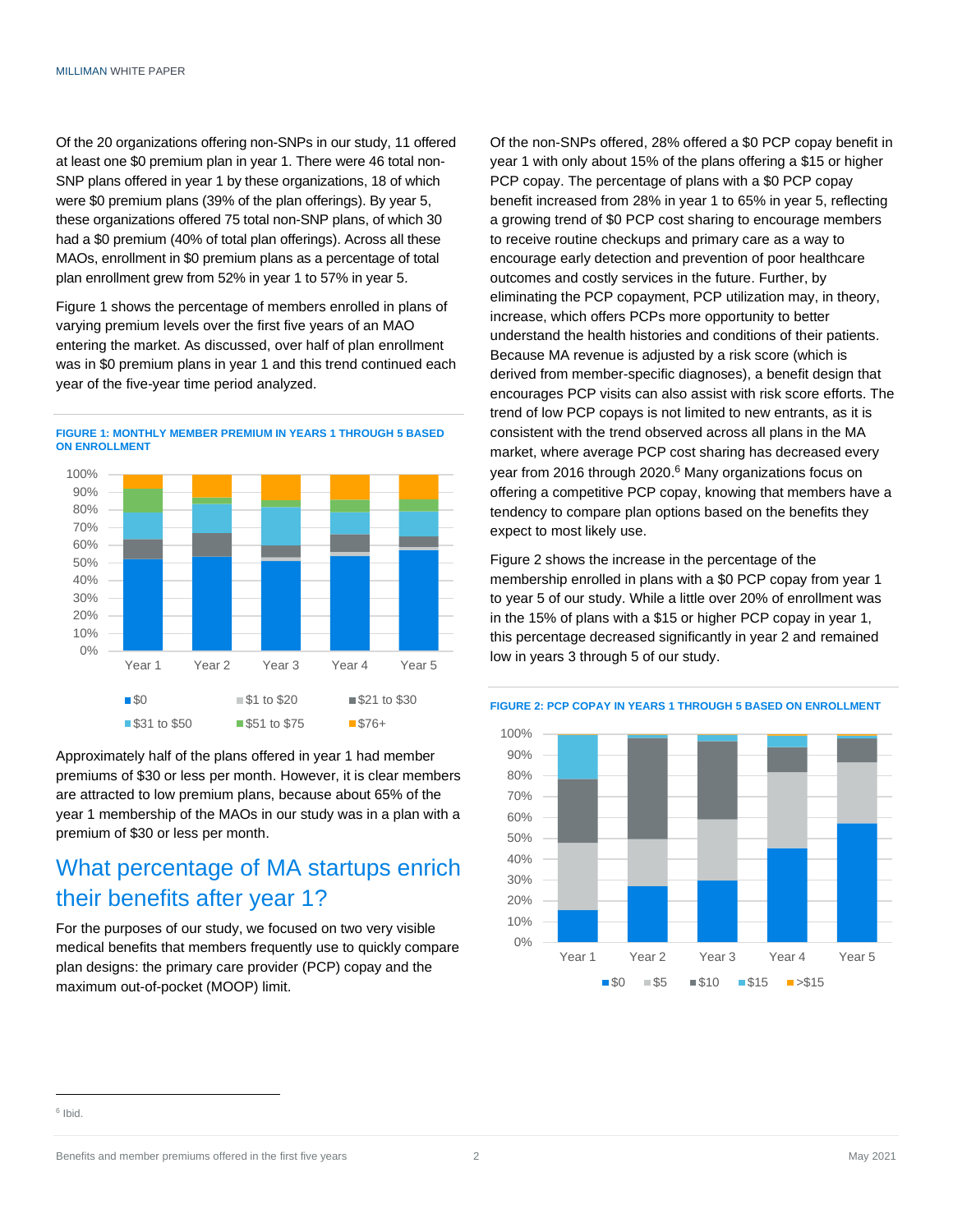Of the 20 organizations offering non-SNPs in our study, 11 offered at least one $0 premium plan in year 1. There were 46 total non-SNP plans offered in year 1 by these organizations, 18 of which were $0 premium plans (39% of the plan offerings). By year 5, these organizations offered 75 total non-SNP plans, of which 30 had a $0 premium (40% of total plan offerings). Across all these MAOs, enrollment in $0 premium plans as a percentage of total plan enrollment grew from 52% in year 1 to 57% in year 5.

Figure 1 shows the percentage of members enrolled in plans of varying premium levels over the first five years of an MAO entering the market. As discussed, over half of plan enrollment was in $0 premium plans in year 1 and this trend continued each year of the five-year time period analyzed.

**FIGURE 1: MONTHLY MEMBER PREMIUM IN YEARS 1 THROUGH 5 BASED ON ENROLLMENT**

Approximately half of the plans offered in year 1 had member premiums of $30 or less per month. However, it is clear members are attracted to low premium plans, because about 65% of the year 1 membership of the MAOs in our study was in a plan with a premium of $30 or less per month.

## What percentage of MA startups enrich their benefits after year 1?

For the purposes of our study, we focused on two very visible medical benefits that members frequently use to quickly compare plan designs: the primary care provider (PCP) copay and the maximum out-of-pocket (MOOP) limit.

Of the non-SNPs offered, 28% offered a $0 PCP copay benefit in year 1 with only about 15% of the plans offering a $15 or higher PCP copay. The percentage of plans with a $0 PCP copay benefit increased from 28% in year 1 to 65% in year 5, reflecting a growing trend of $0 PCP cost sharing to encourage members to receive routine checkups and primary care as a way to encourage early detection and prevention of poor healthcare outcomes and costly services in the future. Further, by eliminating the PCP copayment, PCP utilization may, in theory, increase, which offers PCPs more opportunity to better understand the health histories and conditions of their patients. Because MA revenue is adjusted by a risk score (which is derived from member-specific diagnoses), a benefit design that encourages PCP visits can also assist with risk score efforts. The trend of low PCP copays is not limited to new entrants, as it is consistent with the trend observed across all plans in the MA market, where average PCP cost sharing has decreased every year from 2016 through 2020.[6] Many organizations focus on offering a competitive PCP copay, knowing that members have a tendency to compare plan options based on the benefits they expect to most likely use.

Figure 2 shows the increase in the percentage of the membership enrolled in plans with a $0 PCP copay from year 1 to year 5 of our study. While a little over 20% of enrollment was in the 15% of plans with a $15 or higher PCP copay in year 1, this percentage decreased significantly in year 2 and remained low in years 3 through 5 of our study.

**FIGURE 2: PCP COPAY IN YEARS 1 THROUGH 5 BASED ON ENROLLMENT**

[6] Ibid.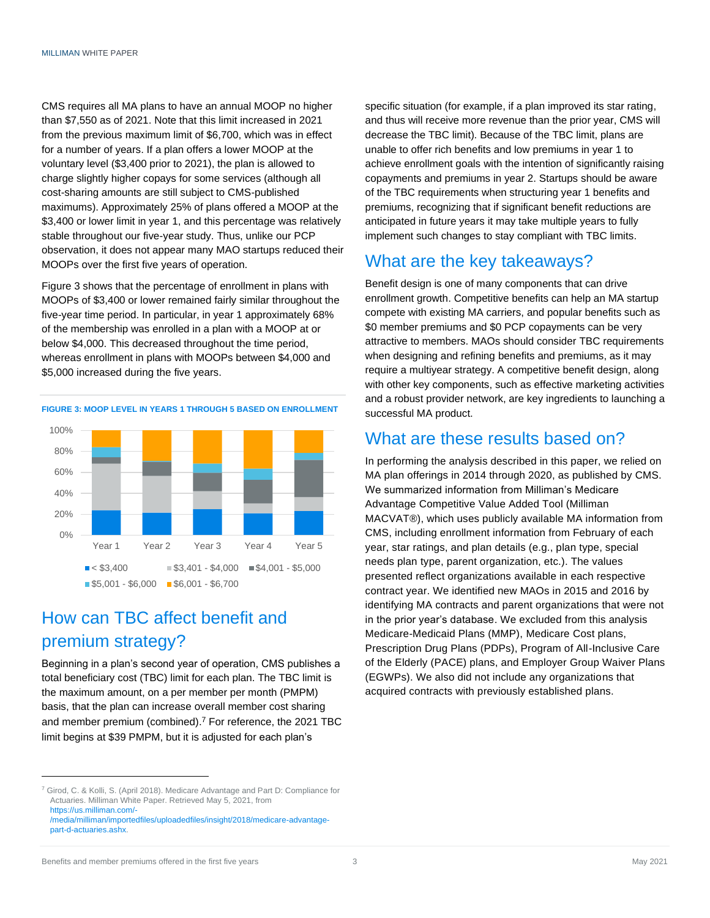CMS requires all MA plans to have an annual MOOP no higher than $7,550 as of 2021. Note that this limit increased in 2021 from the previous maximum limit of $6,700, which was in effect for a number of years. If a plan offers a lower MOOP at the voluntary level ($3,400 prior to 2021), the plan is allowed to charge slightly higher copays for some services (although all cost-sharing amounts are still subject to CMS-published maximums). Approximately 25% of plans offered a MOOP at the $3,400 or lower limit in year 1, and this percentage was relatively stable throughout our five-year study. Thus, unlike our PCP observation, it does not appear many MAO startups reduced their MOOPs over the first five years of operation.

Figure 3 shows that the percentage of enrollment in plans with MOOPs of $3,400 or lower remained fairly similar throughout the five-year time period. In particular, in year 1 approximately 68% of the membership was enrolled in a plan with a MOOP at or below $4,000. This decreased throughout the time period, whereas enrollment in plans with MOOPs between $4,000 and $5,000 increased during the five years.

**FIGURE 3: MOOP LEVEL IN YEARS 1 THROUGH 5 BASED ON ENROLLMENT**

## How can TBC affect benefit and premium strategy?

Beginning in a plan's second year of operation, CMS publishes a total beneficiary cost (TBC) limit for each plan. The TBC limit is the maximum amount, on a per member per month (PMPM) basis, that the plan can increase overall member cost sharing and member premium (combined).[7] For reference, the 2021 TBC limit begins at $39 PMPM, but it is adjusted for each plan's specific situation (for example, if a plan improved its star rating, and thus will receive more revenue than the prior year, CMS will decrease the TBC limit). Because of the TBC limit, plans are unable to offer rich benefits and low premiums in year 1 to achieve enrollment goals with the intention of significantly raising copayments and premiums in year 2. Startups should be aware of the TBC requirements when structuring year 1 benefits and premiums, recognizing that if significant benefit reductions are anticipated in future years it may take multiple years to fully implement such changes to stay compliant with TBC limits.

## What are the key takeaways?

Benefit design is one of many components that can drive enrollment growth. Competitive benefits can help an MA startup compete with existing MA carriers, and popular benefits such as $0 member premiums and $0 PCP copayments can be very attractive to members. MAOs should consider TBC requirements when designing and refining benefits and premiums, as it may require a multiyear strategy. A competitive benefit design, along with other key components, such as effective marketing activities and a robust provider network, are key ingredients to launching a successful MA product.

## What are these results based on?

In performing the analysis described in this paper, we relied on MA plan offerings in 2014 through 2020, as published by CMS. We summarized information from Milliman's Medicare Advantage Competitive Value Added Tool (Milliman MACVAT®), which uses publicly available MA information from CMS, including enrollment information from February of each year, star ratings, and plan details (e.g., plan type, special needs plan type, parent organization, etc.). The values presented reflect organizations available in each respective contract year. We identified new MAOs in 2015 and 2016 by identifying MA contracts and parent organizations that were not in the prior year's database. We excluded from this analysis Medicare-Medicaid Plans (MMP), Medicare Cost plans, Prescription Drug Plans (PDPs), Program of All-Inclusive Care of the Elderly (PACE) plans, and Employer Group Waiver Plans (EGWPs). We also did not include any organizations that acquired contracts with previously established plans.

---

[7] Girod, C. & Kolli, S. (April 2018). Medicare Advantage and Part D: Compliance for Actuaries. Milliman White Paper. Retrieved May 5, 2021, from https://us.milliman.com/-/media/milliman/importedfiles/uploadedfiles/insight/2018/medicare-advantage-part-d-actuaries.ashx.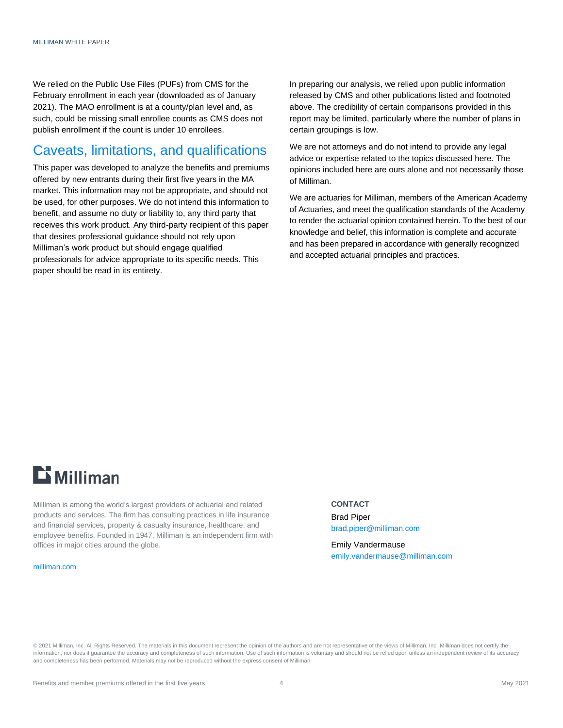We relied on the Public Use Files (PUFs) from CMS for the February enrollment in each year (downloaded as of January 2021). The MAO enrollment is at a county/plan level and, as such, could be missing small enrollee counts as CMS does not publish enrollment if the count is under 10 enrollees.

## Caveats, limitations, and qualifications

This paper was developed to analyze the benefits and premiums offered by new entrants during their first five years in the MA market. This information may not be appropriate, and should not be used, for other purposes. We do not intend this information to benefit, and assume no duty or liability to, any third party that receives this work product. Any third-party recipient of this paper that desires professional guidance should not rely upon Milliman's work product but should engage qualified professionals for advice appropriate to its specific needs. This paper should be read in its entirety.

In preparing our analysis, we relied upon public information released by CMS and other publications listed and footnoted above. The credibility of certain comparisons provided in this report may be limited, particularly where the number of plans in certain groupings is low.

We are not attorneys and do not intend to provide any legal advice or expertise related to the topics discussed here. The opinions included here are ours alone and not necessarily those of Milliman.

We are actuaries for Milliman, members of the American Academy of Actuaries, and meet the qualification standards of the Academy to render the actuarial opinion contained herein. To the best of our knowledge and belief, this information is complete and accurate and has been prepared in accordance with generally recognized and accepted actuarial principles and practices.

Milliman

Milliman is among the world's largest providers of actuarial and related products and services. The firm has consulting practices in life insurance and financial services, property & casualty insurance, healthcare, and employee benefits. Founded in 1947, Milliman is an independent firm with offices in major cities around the globe.

milliman.com

**CONTACT**

Brad Piper
brad.piper@milliman.com

Emily Vandermause
emily.vandermause@milliman.com

© 2021 Milliman, Inc. All Rights Reserved. The materials in this document represent the opinion of the authors and are not representative of the views of Milliman, Inc. Milliman does not certify the information, nor does it guarantee the accuracy and completeness of such information. Use of such information is voluntary and should not be relied upon unless an independent review of its accuracy and completeness has been performed. Materials may not be reproduced without the express consent of Milliman.